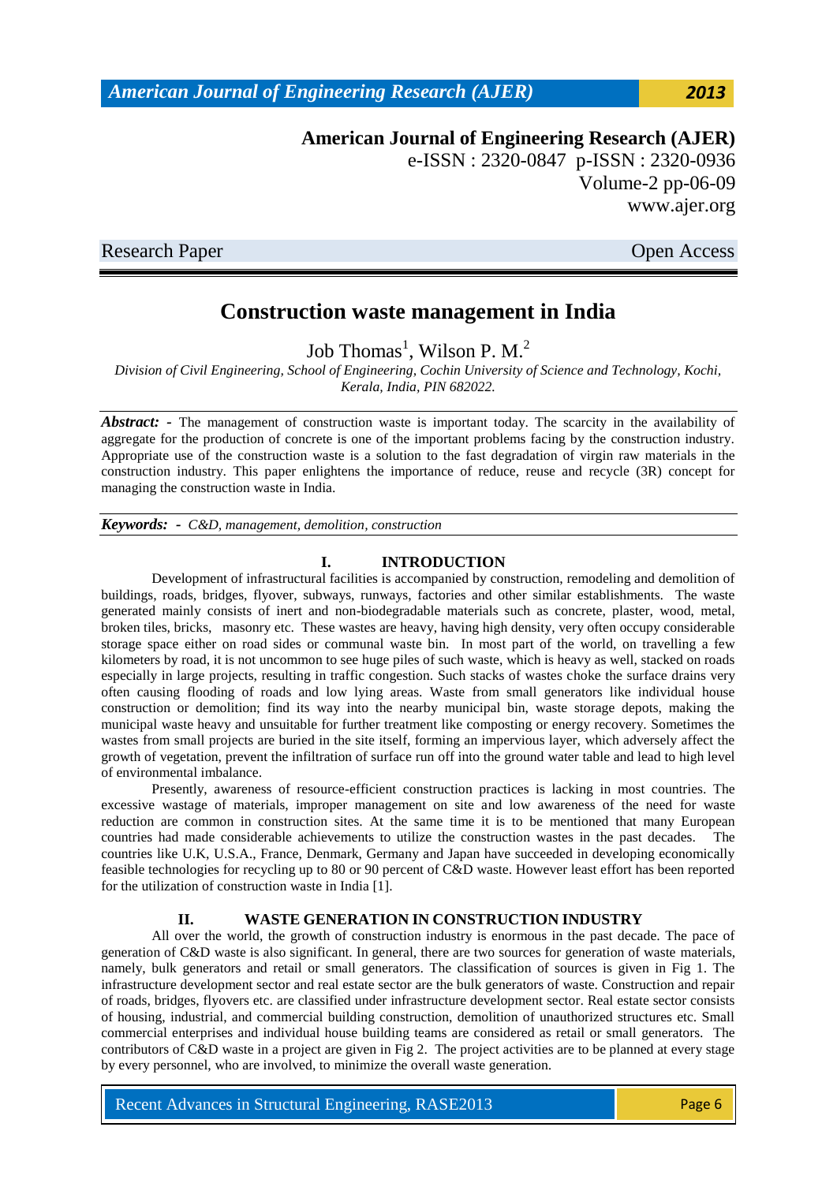**American Journal of Engineering Research (AJER)**
e-ISSN : 2320-0847 p-ISSN : 2320-0936
Volume-2 pp-06-09
www.ajer.org

Research Paper Open Access

# Construction waste management in India

Job Thomas[1], Wilson P. M.[2]

*Division of Civil Engineering, School of Engineering, Cochin University of Science and Technology, Kochi, Kerala, India, PIN 682022.*

***Abstract: -*** The management of construction waste is important today. The scarcity in the availability of aggregate for the production of concrete is one of the important problems facing by the construction industry. Appropriate use of the construction waste is a solution to the fast degradation of virgin raw materials in the construction industry. This paper enlightens the importance of reduce, reuse and recycle (3R) concept for managing the construction waste in India.

***Keywords: -*** *C&D, management, demolition, construction*

## I. INTRODUCTION

Development of infrastructural facilities is accompanied by construction, remodeling and demolition of buildings, roads, bridges, flyover, subways, runways, factories and other similar establishments. The waste generated mainly consists of inert and non-biodegradable materials such as concrete, plaster, wood, metal, broken tiles, bricks, masonry etc. These wastes are heavy, having high density, very often occupy considerable storage space either on road sides or communal waste bin. In most part of the world, on travelling a few kilometers by road, it is not uncommon to see huge piles of such waste, which is heavy as well, stacked on roads especially in large projects, resulting in traffic congestion. Such stacks of wastes choke the surface drains very often causing flooding of roads and low lying areas. Waste from small generators like individual house construction or demolition; find its way into the nearby municipal bin, waste storage depots, making the municipal waste heavy and unsuitable for further treatment like composting or energy recovery. Sometimes the wastes from small projects are buried in the site itself, forming an impervious layer, which adversely affect the growth of vegetation, prevent the infiltration of surface run off into the ground water table and lead to high level of environmental imbalance.

Presently, awareness of resource-efficient construction practices is lacking in most countries. The excessive wastage of materials, improper management on site and low awareness of the need for waste reduction are common in construction sites. At the same time it is to be mentioned that many European countries had made considerable achievements to utilize the construction wastes in the past decades. The countries like U.K, U.S.A., France, Denmark, Germany and Japan have succeeded in developing economically feasible technologies for recycling up to 80 or 90 percent of C&D waste. However least effort has been reported for the utilization of construction waste in India [1].

## II. WASTE GENERATION IN CONSTRUCTION INDUSTRY

All over the world, the growth of construction industry is enormous in the past decade. The pace of generation of C&D waste is also significant. In general, there are two sources for generation of waste materials, namely, bulk generators and retail or small generators. The classification of sources is given in Fig 1. The infrastructure development sector and real estate sector are the bulk generators of waste. Construction and repair of roads, bridges, flyovers etc. are classified under infrastructure development sector. Real estate sector consists of housing, industrial, and commercial building construction, demolition of unauthorized structures etc. Small commercial enterprises and individual house building teams are considered as retail or small generators. The contributors of C&D waste in a project are given in Fig 2. The project activities are to be planned at every stage by every personnel, who are involved, to minimize the overall waste generation.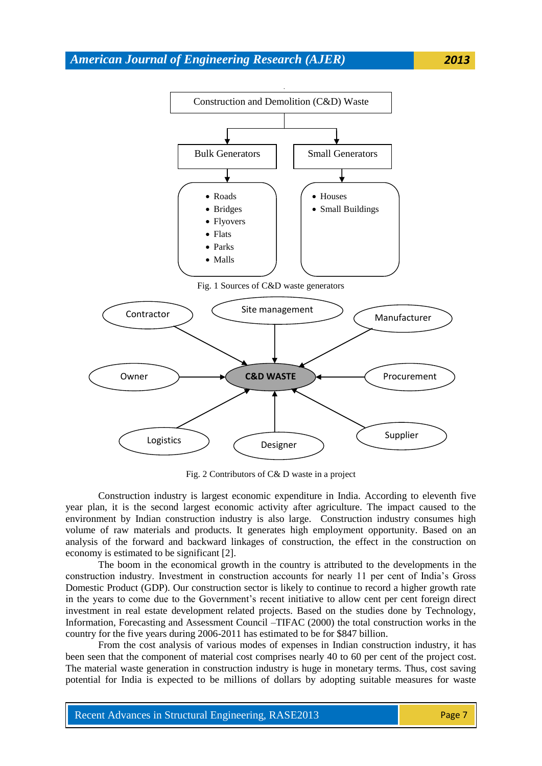Fig. 1 Sources of C&D waste generators

Fig. 2 Contributors of C& D waste in a project

Construction industry is largest economic expenditure in India. According to eleventh five year plan, it is the second largest economic activity after agriculture. The impact caused to the environment by Indian construction industry is also large. Construction industry consumes high volume of raw materials and products. It generates high employment opportunity. Based on an analysis of the forward and backward linkages of construction, the effect in the construction on economy is estimated to be significant [2].

The boom in the economical growth in the country is attributed to the developments in the construction industry. Investment in construction accounts for nearly 11 per cent of India's Gross Domestic Product (GDP). Our construction sector is likely to continue to record a higher growth rate in the years to come due to the Government's recent initiative to allow cent per cent foreign direct investment in real estate development related projects. Based on the studies done by Technology, Information, Forecasting and Assessment Council –TIFAC (2000) the total construction works in the country for the five years during 2006-2011 has estimated to be for $847 billion.

From the cost analysis of various modes of expenses in Indian construction industry, it has been seen that the component of material cost comprises nearly 40 to 60 per cent of the project cost. The material waste generation in construction industry is huge in monetary terms. Thus, cost saving potential for India is expected to be millions of dollars by adopting suitable measures for waste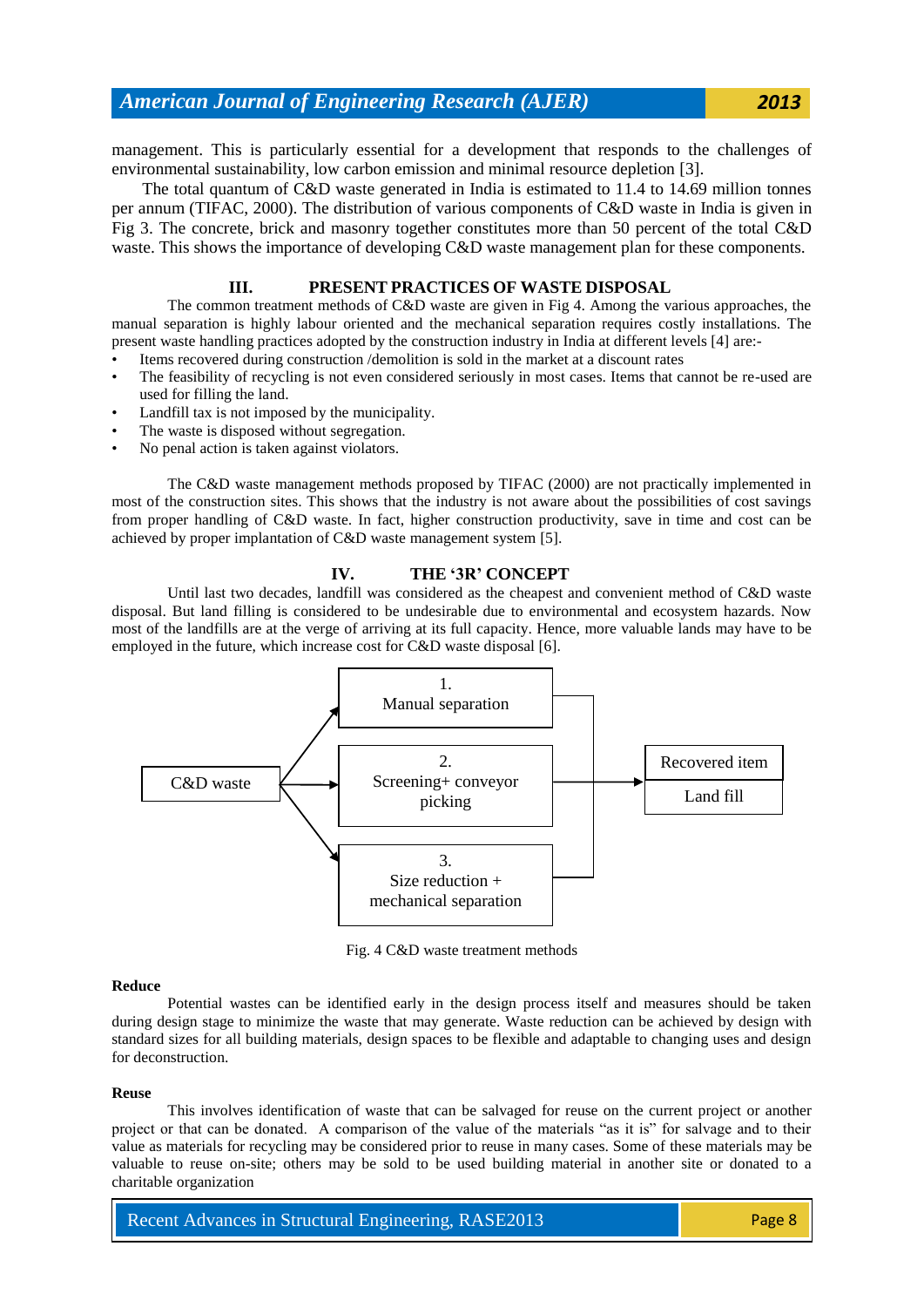management. This is particularly essential for a development that responds to the challenges of environmental sustainability, low carbon emission and minimal resource depletion [3].

The total quantum of C&D waste generated in India is estimated to 11.4 to 14.69 million tonnes per annum (TIFAC, 2000). The distribution of various components of C&D waste in India is given in Fig 3. The concrete, brick and masonry together constitutes more than 50 percent of the total C&D waste. This shows the importance of developing C&D waste management plan for these components.

## III. PRESENT PRACTICES OF WASTE DISPOSAL

The common treatment methods of C&D waste are given in Fig 4. Among the various approaches, the manual separation is highly labour oriented and the mechanical separation requires costly installations. The present waste handling practices adopted by the construction industry in India at different levels [4] are:-

- Items recovered during construction /demolition is sold in the market at a discount rates
- The feasibility of recycling is not even considered seriously in most cases. Items that cannot be re-used are used for filling the land.
- Landfill tax is not imposed by the municipality.
- The waste is disposed without segregation.
- No penal action is taken against violators.

The C&D waste management methods proposed by TIFAC (2000) are not practically implemented in most of the construction sites. This shows that the industry is not aware about the possibilities of cost savings from proper handling of C&D waste. In fact, higher construction productivity, save in time and cost can be achieved by proper implantation of C&D waste management system [5].

## IV. THE '3R' CONCEPT

Until last two decades, landfill was considered as the cheapest and convenient method of C&D waste disposal. But land filling is considered to be undesirable due to environmental and ecosystem hazards. Now most of the landfills are at the verge of arriving at its full capacity. Hence, more valuable lands may have to be employed in the future, which increase cost for C&D waste disposal [6].

C&D waste → 1. Manual separation / 2. Screening+ conveyor picking / 3. Size reduction + mechanical separation → Recovered item / Land fill

Fig. 4 C&D waste treatment methods

**Reduce**

Potential wastes can be identified early in the design process itself and measures should be taken during design stage to minimize the waste that may generate. Waste reduction can be achieved by design with standard sizes for all building materials, design spaces to be flexible and adaptable to changing uses and design for deconstruction.

**Reuse**

This involves identification of waste that can be salvaged for reuse on the current project or another project or that can be donated. A comparison of the value of the materials "as it is" for salvage and to their value as materials for recycling may be considered prior to reuse in many cases. Some of these materials may be valuable to reuse on-site; others may be sold to be used building material in another site or donated to a charitable organization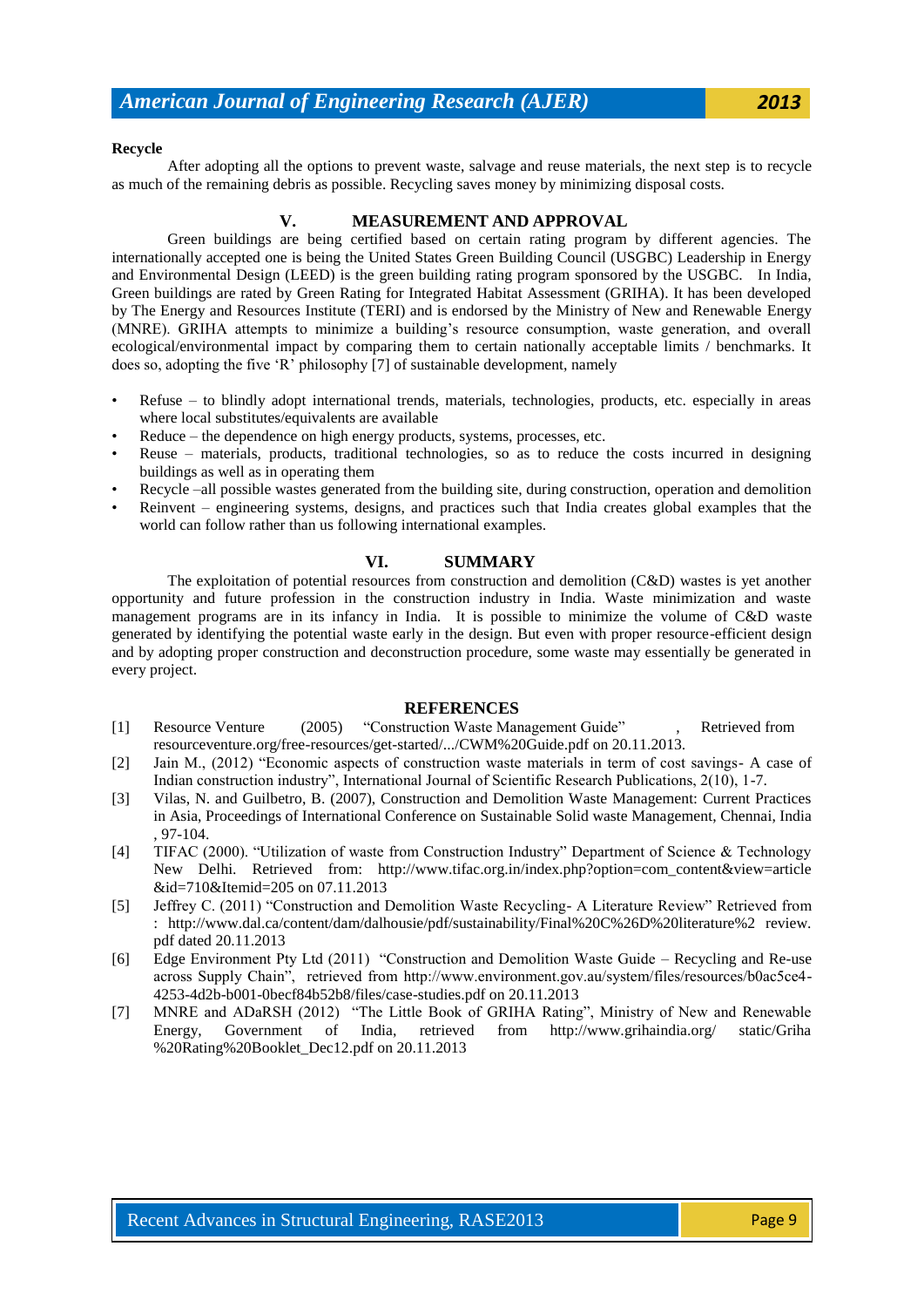**Recycle**

After adopting all the options to prevent waste, salvage and reuse materials, the next step is to recycle as much of the remaining debris as possible. Recycling saves money by minimizing disposal costs.

## V. MEASUREMENT AND APPROVAL

Green buildings are being certified based on certain rating program by different agencies. The internationally accepted one is being the United States Green Building Council (USGBC) Leadership in Energy and Environmental Design (LEED) is the green building rating program sponsored by the USGBC. In India, Green buildings are rated by Green Rating for Integrated Habitat Assessment (GRIHA). It has been developed by The Energy and Resources Institute (TERI) and is endorsed by the Ministry of New and Renewable Energy (MNRE). GRIHA attempts to minimize a building's resource consumption, waste generation, and overall ecological/environmental impact by comparing them to certain nationally acceptable limits / benchmarks. It does so, adopting the five 'R' philosophy [7] of sustainable development, namely

- Refuse – to blindly adopt international trends, materials, technologies, products, etc. especially in areas where local substitutes/equivalents are available
- Reduce – the dependence on high energy products, systems, processes, etc.
- Reuse – materials, products, traditional technologies, so as to reduce the costs incurred in designing buildings as well as in operating them
- Recycle –all possible wastes generated from the building site, during construction, operation and demolition
- Reinvent – engineering systems, designs, and practices such that India creates global examples that the world can follow rather than us following international examples.

## VI. SUMMARY

The exploitation of potential resources from construction and demolition (C&D) wastes is yet another opportunity and future profession in the construction industry in India. Waste minimization and waste management programs are in its infancy in India. It is possible to minimize the volume of C&D waste generated by identifying the potential waste early in the design. But even with proper resource-efficient design and by adopting proper construction and deconstruction procedure, some waste may essentially be generated in every project.

## REFERENCES

[1] Resource Venture (2005) "Construction Waste Management Guide" , Retrieved from resourceventure.org/free-resources/get-started/.../CWM%20Guide.pdf on 20.11.2013.

[2] Jain M., (2012) "Economic aspects of construction waste materials in term of cost savings- A case of Indian construction industry", International Journal of Scientific Research Publications, 2(10), 1-7.

[3] Vilas, N. and Guilbetro, B. (2007), Construction and Demolition Waste Management: Current Practices in Asia, Proceedings of International Conference on Sustainable Solid waste Management, Chennai, India , 97-104.

[4] TIFAC (2000). "Utilization of waste from Construction Industry" Department of Science & Technology New Delhi. Retrieved from: http://www.tifac.org.in/index.php?option=com_content&view=article&id=710&Itemid=205 on 07.11.2013

[5] Jeffrey C. (2011) "Construction and Demolition Waste Recycling- A Literature Review" Retrieved from : http://www.dal.ca/content/dam/dalhousie/pdf/sustainability/Final%20C%26D%20literature%2 review.pdf dated 20.11.2013

[6] Edge Environment Pty Ltd (2011) "Construction and Demolition Waste Guide – Recycling and Re-use across Supply Chain", retrieved from http://www.environment.gov.au/system/files/resources/b0ac5ce4-4253-4d2b-b001-0becf84b52b8/files/case-studies.pdf on 20.11.2013

[7] MNRE and ADaRSH (2012) "The Little Book of GRIHA Rating", Ministry of New and Renewable Energy, Government of India, retrieved from http://www.grihaindia.org/ static/Griha %20Rating%20Booklet_Dec12.pdf on 20.11.2013